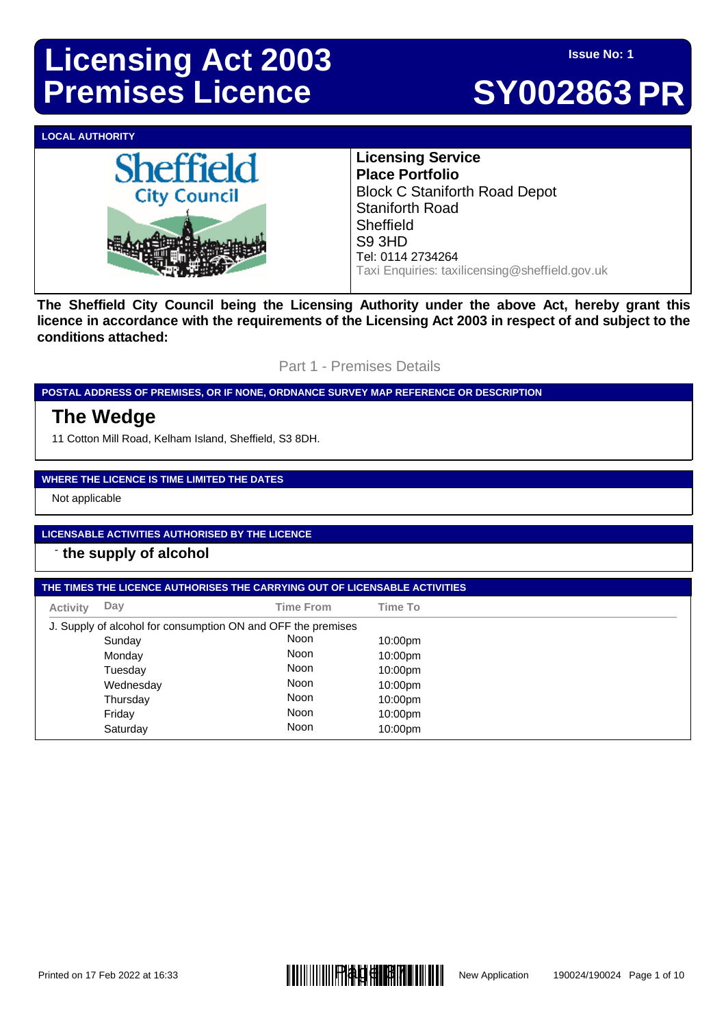# Licensing Act 2003 Premises Licence

**Issue No: 1**

# SY002863 PR

**LOCAL AUTHORITY**

Sheffield City Council

**Licensing Service**
**Place Portfolio**
Block C Staniforth Road Depot
Staniforth Road
Sheffield
S9 3HD
Tel: 0114 2734264
Taxi Enquiries: taxilicensing@sheffield.gov.uk

**The Sheffield City Council being the Licensing Authority under the above Act, hereby grant this licence in accordance with the requirements of the Licensing Act 2003 in respect of and subject to the conditions attached:**

## Part 1 - Premises Details

**POSTAL ADDRESS OF PREMISES, OR IF NONE, ORDNANCE SURVEY MAP REFERENCE OR DESCRIPTION**

### The Wedge

11 Cotton Mill Road, Kelham Island, Sheffield, S3 8DH.

**WHERE THE LICENCE IS TIME LIMITED THE DATES**

Not applicable

**LICENSABLE ACTIVITIES AUTHORISED BY THE LICENCE**

- **the supply of alcohol**

**THE TIMES THE LICENCE AUTHORISES THE CARRYING OUT OF LICENSABLE ACTIVITIES**

| Activity | Day | Time From | Time To |
|---|---|---|---|
| J. Supply of alcohol for consumption ON and OFF the premises | | | |
| | Sunday | Noon | 10:00pm |
| | Monday | Noon | 10:00pm |
| | Tuesday | Noon | 10:00pm |
| | Wednesday | Noon | 10:00pm |
| | Thursday | Noon | 10:00pm |
| | Friday | Noon | 10:00pm |
| | Saturday | Noon | 10:00pm |

Printed on 17 Feb 2022 at 16:33 New Application 190024/190024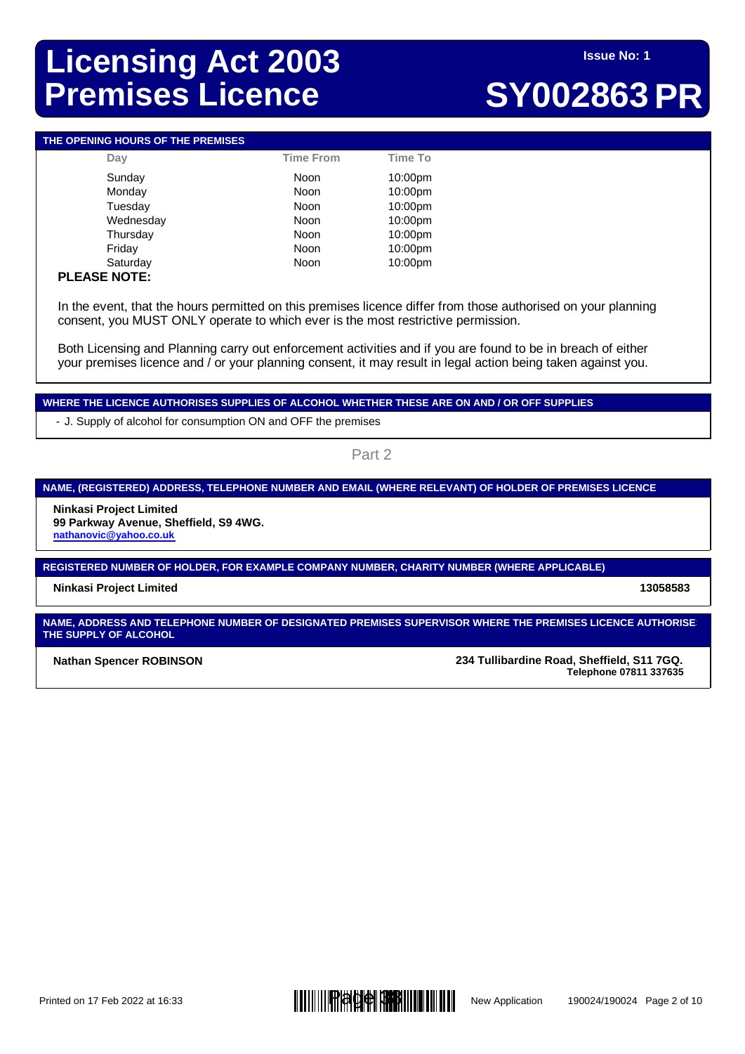# Licensing Act 2003 Premises Licence

**Issue No: 1**

# SY002863 PR

## THE OPENING HOURS OF THE PREMISES

| Day | Time From | Time To |
|---|---|---|
| Sunday | Noon | 10:00pm |
| Monday | Noon | 10:00pm |
| Tuesday | Noon | 10:00pm |
| Wednesday | Noon | 10:00pm |
| Thursday | Noon | 10:00pm |
| Friday | Noon | 10:00pm |
| Saturday | Noon | 10:00pm |

**PLEASE NOTE:**

In the event, that the hours permitted on this premises licence differ from those authorised on your planning consent, you MUST ONLY operate to which ever is the most restrictive permission.

Both Licensing and Planning carry out enforcement activities and if you are found to be in breach of either your premises licence and / or your planning consent, it may result in legal action being taken against you.

## WHERE THE LICENCE AUTHORISES SUPPLIES OF ALCOHOL WHETHER THESE ARE ON AND / OR OFF SUPPLIES

- J. Supply of alcohol for consumption ON and OFF the premises

Part 2

## NAME, (REGISTERED) ADDRESS, TELEPHONE NUMBER AND EMAIL (WHERE RELEVANT) OF HOLDER OF PREMISES LICENCE

**Ninkasi Project Limited**
**99 Parkway Avenue, Sheffield, S9 4WG.**
nathanovic@yahoo.co.uk

## REGISTERED NUMBER OF HOLDER, FOR EXAMPLE COMPANY NUMBER, CHARITY NUMBER (WHERE APPLICABLE)

**Ninkasi Project Limited** — **13058583**

## NAME, ADDRESS AND TELEPHONE NUMBER OF DESIGNATED PREMISES SUPERVISOR WHERE THE PREMISES LICENCE AUTHORISES THE SUPPLY OF ALCOHOL

**Nathan Spencer ROBINSON**
**234 Tullibardine Road, Sheffield, S11 7GQ.**
**Telephone 07811 337635**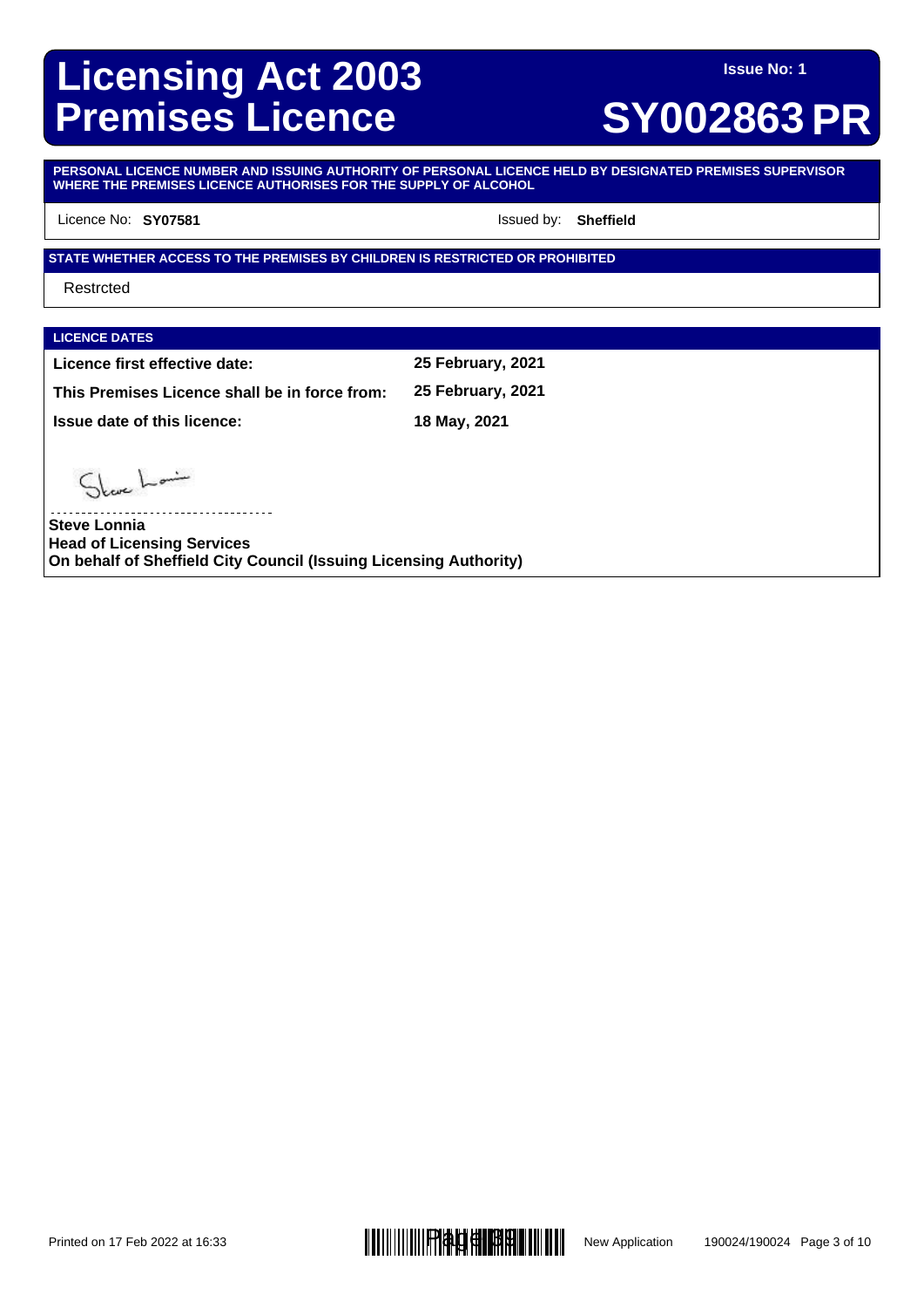# Licensing Act 2003 Premises Licence

**Issue No: 1**

# SY002863 PR

**PERSONAL LICENCE NUMBER AND ISSUING AUTHORITY OF PERSONAL LICENCE HELD BY DESIGNATED PREMISES SUPERVISOR WHERE THE PREMISES LICENCE AUTHORISES FOR THE SUPPLY OF ALCOHOL**

Licence No: **SY07581** Issued by: **Sheffield**

**STATE WHETHER ACCESS TO THE PREMISES BY CHILDREN IS RESTRICTED OR PROHIBITED**

Restrcted

**LICENCE DATES**

| | |
|---|---|
| **Licence first effective date:** | **25 February, 2021** |
| **This Premises Licence shall be in force from:** | **25 February, 2021** |
| **Issue date of this licence:** | **18 May, 2021** |

------------------------------------

**Steve Lonnia**
**Head of Licensing Services**
**On behalf of Sheffield City Council (Issuing Licensing Authority)**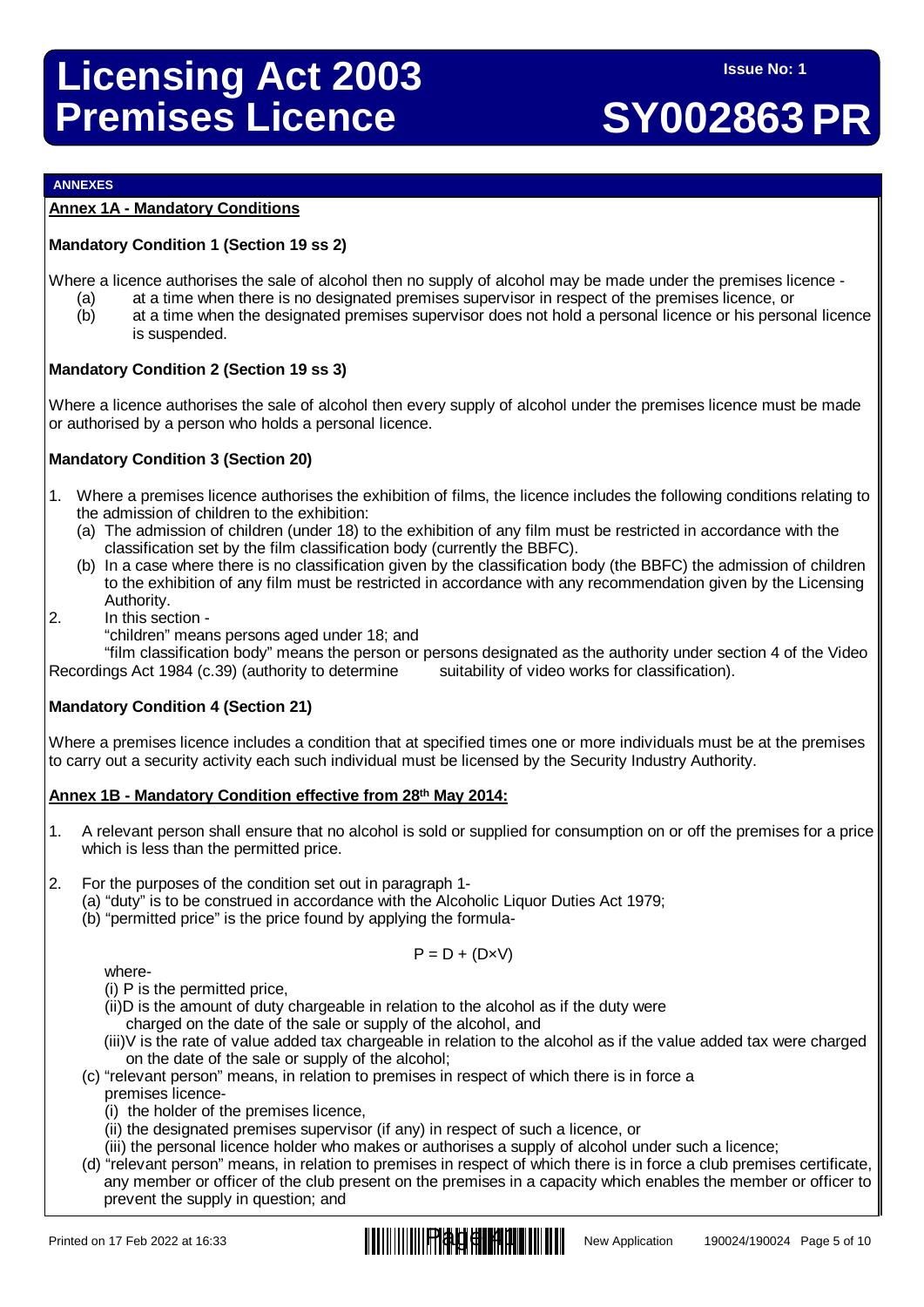# Licensing Act 2003 Premises Licence

**Issue No: 1**

# SY002863 PR

**ANNEXES**

**Annex 1A - Mandatory Conditions**

**Mandatory Condition 1 (Section 19 ss 2)**

Where a licence authorises the sale of alcohol then no supply of alcohol may be made under the premises licence -

(a) at a time when there is no designated premises supervisor in respect of the premises licence, or
(b) at a time when the designated premises supervisor does not hold a personal licence or his personal licence is suspended.

**Mandatory Condition 2 (Section 19 ss 3)**

Where a licence authorises the sale of alcohol then every supply of alcohol under the premises licence must be made or authorised by a person who holds a personal licence.

**Mandatory Condition 3 (Section 20)**

1. Where a premises licence authorises the exhibition of films, the licence includes the following conditions relating to the admission of children to the exhibition:
   (a) The admission of children (under 18) to the exhibition of any film must be restricted in accordance with the classification set by the film classification body (currently the BBFC).
   (b) In a case where there is no classification given by the classification body (the BBFC) the admission of children to the exhibition of any film must be restricted in accordance with any recommendation given by the Licensing Authority.
2. In this section -
   "children" means persons aged under 18; and
   "film classification body" means the person or persons designated as the authority under section 4 of the Video Recordings Act 1984 (c.39) (authority to determine suitability of video works for classification).

**Mandatory Condition 4 (Section 21)**

Where a premises licence includes a condition that at specified times one or more individuals must be at the premises to carry out a security activity each such individual must be licensed by the Security Industry Authority.

**Annex 1B - Mandatory Condition effective from 28th May 2014:**

1. A relevant person shall ensure that no alcohol is sold or supplied for consumption on or off the premises for a price which is less than the permitted price.

2. For the purposes of the condition set out in paragraph 1-
   (a) "duty" is to be construed in accordance with the Alcoholic Liquor Duties Act 1979;
   (b) "permitted price" is the price found by applying the formula-

$$P = D + (D \times V)$$

   where-
   (i) P is the permitted price,
   (ii) D is the amount of duty chargeable in relation to the alcohol as if the duty were charged on the date of the sale or supply of the alcohol, and
   (iii) V is the rate of value added tax chargeable in relation to the alcohol as if the value added tax were charged on the date of the sale or supply of the alcohol;
   (c) "relevant person" means, in relation to premises in respect of which there is in force a premises licence-
   (i) the holder of the premises licence,
   (ii) the designated premises supervisor (if any) in respect of such a licence, or
   (iii) the personal licence holder who makes or authorises a supply of alcohol under such a licence;
   (d) "relevant person" means, in relation to premises in respect of which there is in force a club premises certificate, any member or officer of the club present on the premises in a capacity which enables the member or officer to prevent the supply in question; and

Printed on 17 Feb 2022 at 16:33 — New Application — 190024/190024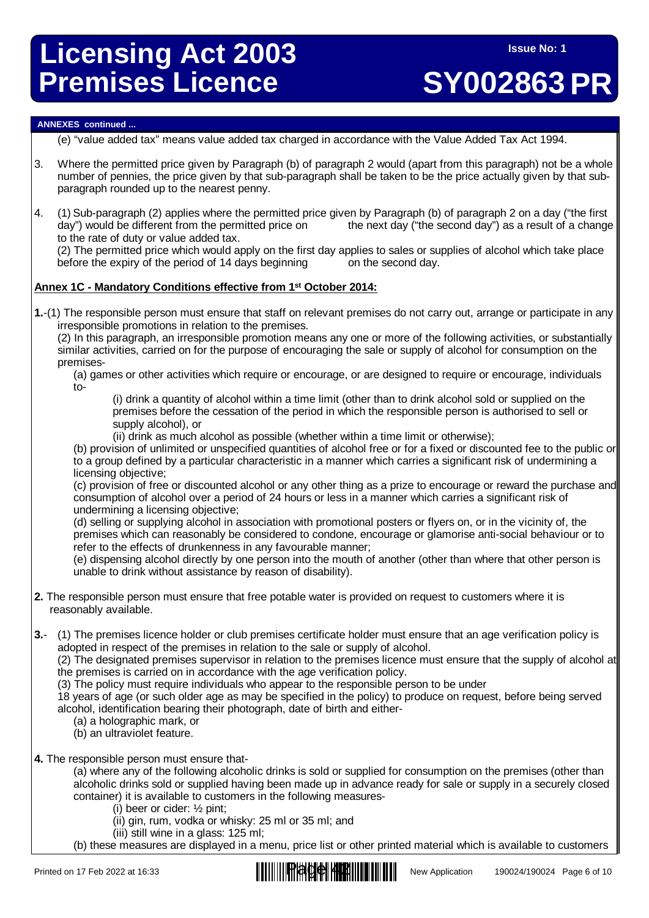**ANNEXES continued ...**

(e) "value added tax" means value added tax charged in accordance with the Value Added Tax Act 1994.

3. Where the permitted price given by Paragraph (b) of paragraph 2 would (apart from this paragraph) not be a whole number of pennies, the price given by that sub-paragraph shall be taken to be the price actually given by that sub-paragraph rounded up to the nearest penny.

4. (1) Sub-paragraph (2) applies where the permitted price given by Paragraph (b) of paragraph 2 on a day ("the first day") would be different from the permitted price on the next day ("the second day") as a result of a change to the rate of duty or value added tax.
(2) The permitted price which would apply on the first day applies to sales or supplies of alcohol which take place before the expiry of the period of 14 days beginning on the second day.

**Annex 1C - Mandatory Conditions effective from 1st October 2014:**

**1.**-(1) The responsible person must ensure that staff on relevant premises do not carry out, arrange or participate in any irresponsible promotions in relation to the premises.
(2) In this paragraph, an irresponsible promotion means any one or more of the following activities, or substantially similar activities, carried on for the purpose of encouraging the sale or supply of alcohol for consumption on the premises-
(a) games or other activities which require or encourage, or are designed to require or encourage, individuals to-
(i) drink a quantity of alcohol within a time limit (other than to drink alcohol sold or supplied on the premises before the cessation of the period in which the responsible person is authorised to sell or supply alcohol), or
(ii) drink as much alcohol as possible (whether within a time limit or otherwise);
(b) provision of unlimited or unspecified quantities of alcohol free or for a fixed or discounted fee to the public or to a group defined by a particular characteristic in a manner which carries a significant risk of undermining a licensing objective;
(c) provision of free or discounted alcohol or any other thing as a prize to encourage or reward the purchase and consumption of alcohol over a period of 24 hours or less in a manner which carries a significant risk of undermining a licensing objective;
(d) selling or supplying alcohol in association with promotional posters or flyers on, or in the vicinity of, the premises which can reasonably be considered to condone, encourage or glamorise anti-social behaviour or to refer to the effects of drunkenness in any favourable manner;
(e) dispensing alcohol directly by one person into the mouth of another (other than where that other person is unable to drink without assistance by reason of disability).

**2.** The responsible person must ensure that free potable water is provided on request to customers where it is reasonably available.

**3.**- (1) The premises licence holder or club premises certificate holder must ensure that an age verification policy is adopted in respect of the premises in relation to the sale or supply of alcohol.
(2) The designated premises supervisor in relation to the premises licence must ensure that the supply of alcohol at the premises is carried on in accordance with the age verification policy.
(3) The policy must require individuals who appear to the responsible person to be under 18 years of age (or such older age as may be specified in the policy) to produce on request, before being served alcohol, identification bearing their photograph, date of birth and either-
(a) a holographic mark, or
(b) an ultraviolet feature.

**4.** The responsible person must ensure that-
(a) where any of the following alcoholic drinks is sold or supplied for consumption on the premises (other than alcoholic drinks sold or supplied having been made up in advance ready for sale or supply in a securely closed container) it is available to customers in the following measures-
(i) beer or cider: ½ pint;
(ii) gin, rum, vodka or whisky: 25 ml or 35 ml; and
(iii) still wine in a glass: 125 ml;
(b) these measures are displayed in a menu, price list or other printed material which is available to customers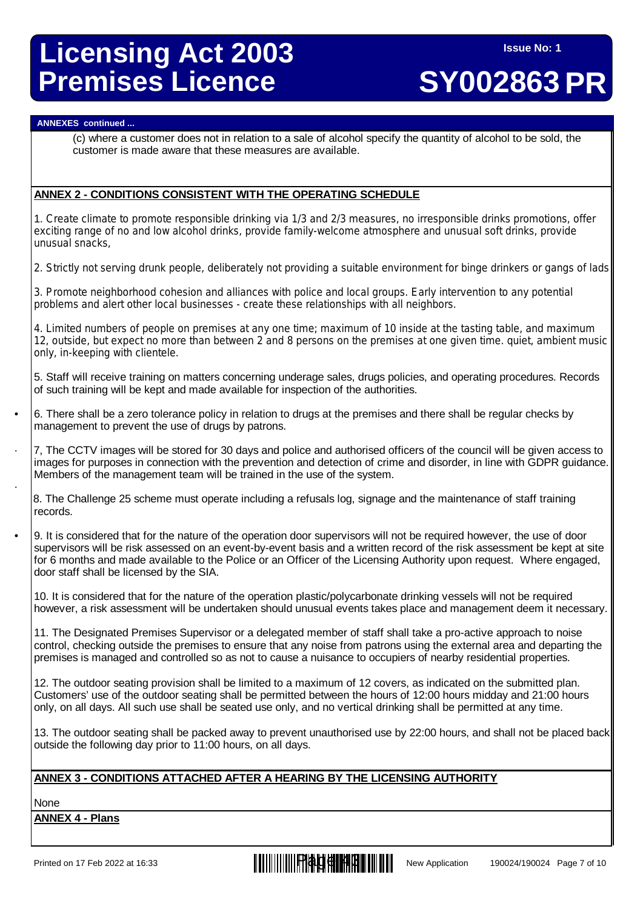**ANNEXES continued ...**

(c) where a customer does not in relation to a sale of alcohol specify the quantity of alcohol to be sold, the customer is made aware that these measures are available.

## ANNEX 2 - CONDITIONS CONSISTENT WITH THE OPERATING SCHEDULE

1. Create climate to promote responsible drinking via 1/3 and 2/3 measures, no irresponsible drinks promotions, offer exciting range of no and low alcohol drinks, provide family-welcome atmosphere and unusual soft drinks, provide unusual snacks,

2. Strictly not serving drunk people, deliberately not providing a suitable environment for binge drinkers or gangs of lads

3. Promote neighborhood cohesion and alliances with police and local groups. Early intervention to any potential problems and alert other local businesses - create these relationships with all neighbors.

4. Limited numbers of people on premises at any one time; maximum of 10 inside at the tasting table, and maximum 12, outside, but expect no more than between 2 and 8 persons on the premises at one given time. quiet, ambient music only, in-keeping with clientele.

5. Staff will receive training on matters concerning underage sales, drugs policies, and operating procedures. Records of such training will be kept and made available for inspection of the authorities.

6. There shall be a zero tolerance policy in relation to drugs at the premises and there shall be regular checks by management to prevent the use of drugs by patrons.

7, The CCTV images will be stored for 30 days and police and authorised officers of the council will be given access to images for purposes in connection with the prevention and detection of crime and disorder, in line with GDPR guidance. Members of the management team will be trained in the use of the system.

8. The Challenge 25 scheme must operate including a refusals log, signage and the maintenance of staff training records.

9. It is considered that for the nature of the operation door supervisors will not be required however, the use of door supervisors will be risk assessed on an event-by-event basis and a written record of the risk assessment be kept at site for 6 months and made available to the Police or an Officer of the Licensing Authority upon request. Where engaged, door staff shall be licensed by the SIA.

10. It is considered that for the nature of the operation plastic/polycarbonate drinking vessels will not be required however, a risk assessment will be undertaken should unusual events takes place and management deem it necessary.

11. The Designated Premises Supervisor or a delegated member of staff shall take a pro-active approach to noise control, checking outside the premises to ensure that any noise from patrons using the external area and departing the premises is managed and controlled so as not to cause a nuisance to occupiers of nearby residential properties.

12. The outdoor seating provision shall be limited to a maximum of 12 covers, as indicated on the submitted plan. Customers' use of the outdoor seating shall be permitted between the hours of 12:00 hours midday and 21:00 hours only, on all days. All such use shall be seated use only, and no vertical drinking shall be permitted at any time.

13. The outdoor seating shall be packed away to prevent unauthorised use by 22:00 hours, and shall not be placed back outside the following day prior to 11:00 hours, on all days.

## ANNEX 3 - CONDITIONS ATTACHED AFTER A HEARING BY THE LICENSING AUTHORITY

None

## ANNEX 4 - Plans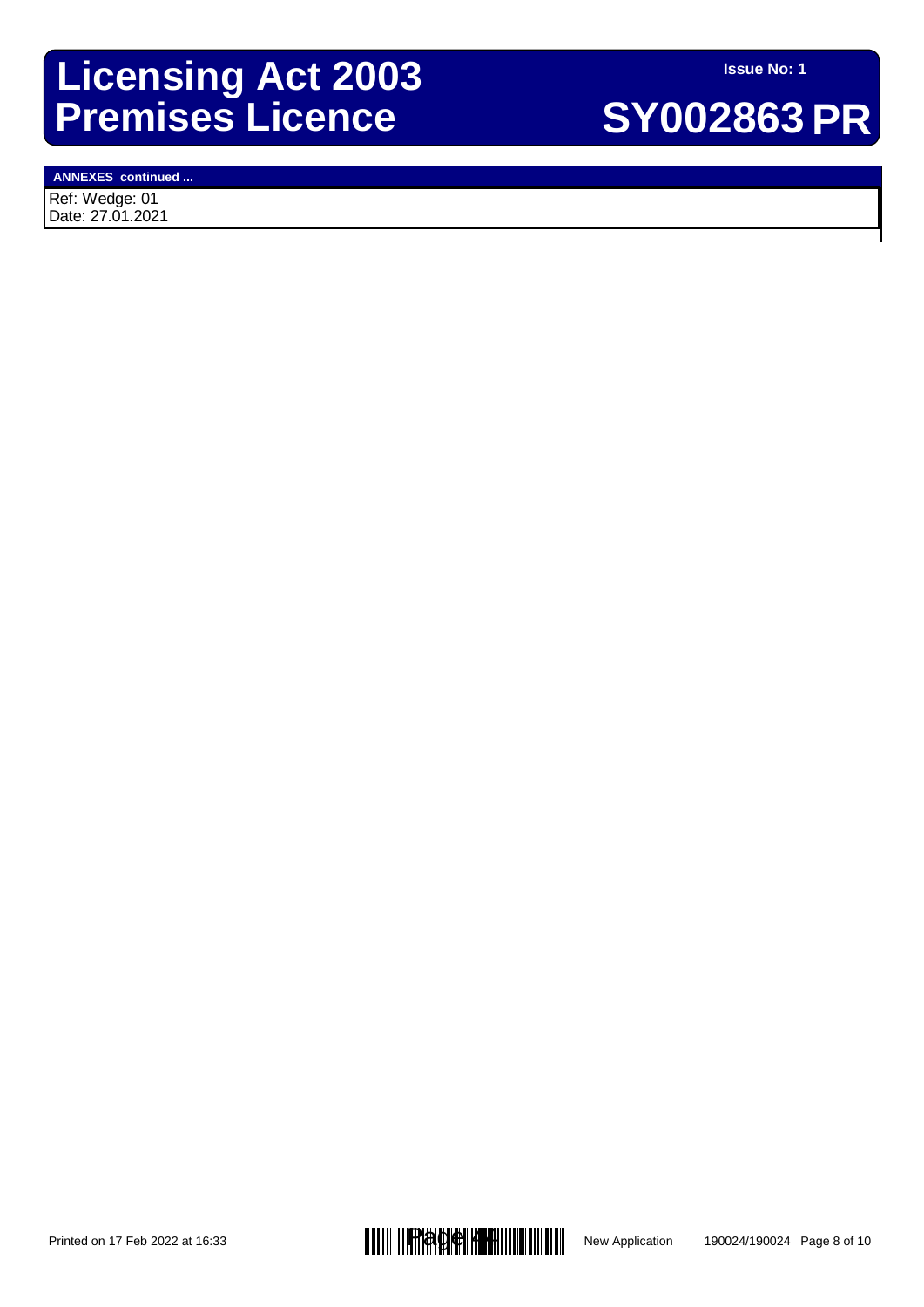**ANNEXES continued ...**

Ref: Wedge: 01
Date: 27.01.2021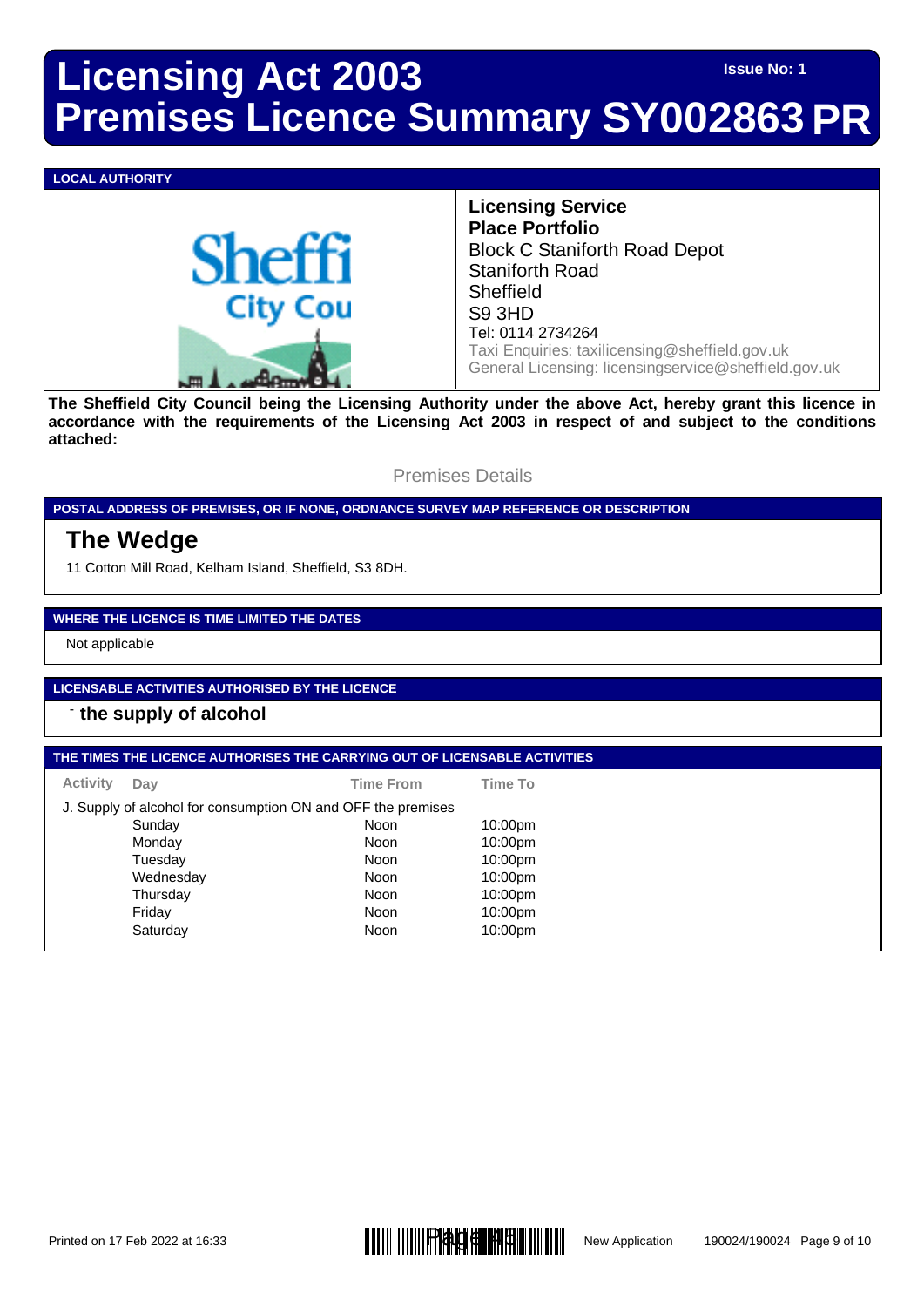# Licensing Act 2003
# Premises Licence Summary SY002863 PR

**Issue No: 1**

**LOCAL AUTHORITY**

**Licensing Service**
**Place Portfolio**
Block C Staniforth Road Depot
Staniforth Road
Sheffield
S9 3HD
Tel: 0114 2734264
Taxi Enquiries: taxilicensing@sheffield.gov.uk
General Licensing: licensingservice@sheffield.gov.uk

**The Sheffield City Council being the Licensing Authority under the above Act, hereby grant this licence in accordance with the requirements of the Licensing Act 2003 in respect of and subject to the conditions attached:**

Premises Details

**POSTAL ADDRESS OF PREMISES, OR IF NONE, ORDNANCE SURVEY MAP REFERENCE OR DESCRIPTION**

## The Wedge

11 Cotton Mill Road, Kelham Island, Sheffield, S3 8DH.

**WHERE THE LICENCE IS TIME LIMITED THE DATES**

Not applicable

**LICENSABLE ACTIVITIES AUTHORISED BY THE LICENCE**

- **the supply of alcohol**

**THE TIMES THE LICENCE AUTHORISES THE CARRYING OUT OF LICENSABLE ACTIVITIES**

| Activity | Day | Time From | Time To |
|---|---|---|---|
| J. Supply of alcohol for consumption ON and OFF the premises | | | |
| | Sunday | Noon | 10:00pm |
| | Monday | Noon | 10:00pm |
| | Tuesday | Noon | 10:00pm |
| | Wednesday | Noon | 10:00pm |
| | Thursday | Noon | 10:00pm |
| | Friday | Noon | 10:00pm |
| | Saturday | Noon | 10:00pm |

Printed on 17 Feb 2022 at 16:33 — New Application — 190024/190024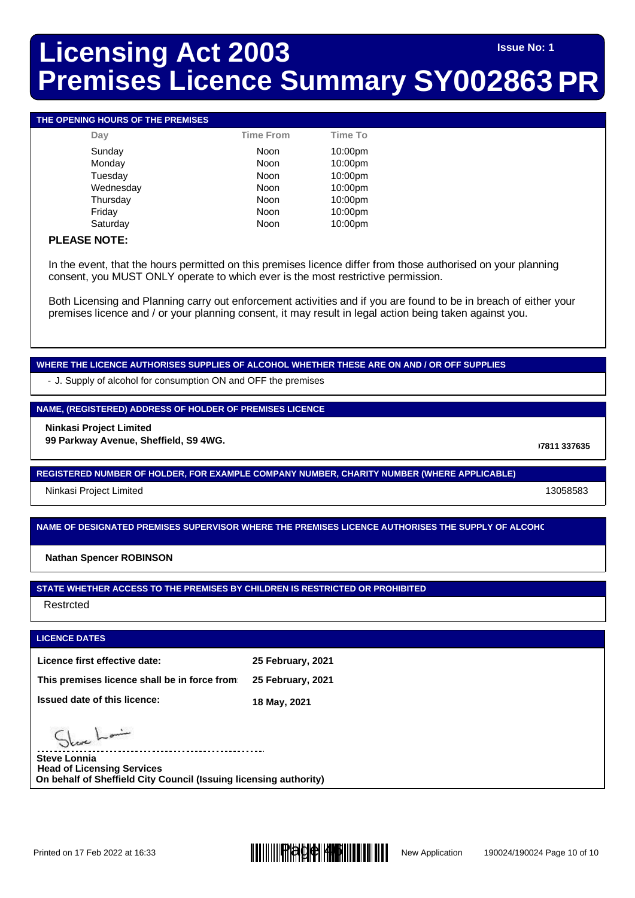# Licensing Act 2003
# Premises Licence Summary SY002863 PR

**Issue No: 1**

## THE OPENING HOURS OF THE PREMISES

| Day | Time From | Time To |
|---|---|---|
| Sunday | Noon | 10:00pm |
| Monday | Noon | 10:00pm |
| Tuesday | Noon | 10:00pm |
| Wednesday | Noon | 10:00pm |
| Thursday | Noon | 10:00pm |
| Friday | Noon | 10:00pm |
| Saturday | Noon | 10:00pm |

**PLEASE NOTE:**

In the event, that the hours permitted on this premises licence differ from those authorised on your planning consent, you MUST ONLY operate to which ever is the most restrictive permission.

Both Licensing and Planning carry out enforcement activities and if you are found to be in breach of either your premises licence and / or your planning consent, it may result in legal action being taken against you.

## WHERE THE LICENCE AUTHORISES SUPPLIES OF ALCOHOL WHETHER THESE ARE ON AND / OR OFF SUPPLIES

- J. Supply of alcohol for consumption ON and OFF the premises

## NAME, (REGISTERED) ADDRESS OF HOLDER OF PREMISES LICENCE

**Ninkasi Project Limited**
**99 Parkway Avenue, Sheffield, S9 4WG.**

**)7811 337635**

## REGISTERED NUMBER OF HOLDER, FOR EXAMPLE COMPANY NUMBER, CHARITY NUMBER (WHERE APPLICABLE)

Ninkasi Project Limited 13058583

## NAME OF DESIGNATED PREMISES SUPERVISOR WHERE THE PREMISES LICENCE AUTHORISES THE SUPPLY OF ALCOHC

**Nathan Spencer ROBINSON**

## STATE WHETHER ACCESS TO THE PREMISES BY CHILDREN IS RESTRICTED OR PROHIBITED

Restrcted

## LICENCE DATES

| | |
|---|---|
| **Licence first effective date:** | **25 February, 2021** |
| **This premises licence shall be in force from:** | **25 February, 2021** |
| **Issued date of this licence:** | **18 May, 2021** |

**Steve Lonnia**
**Head of Licensing Services**
**On behalf of Sheffield City Council (Issuing licensing authority)**

Printed on 17 Feb 2022 at 16:33 New Application 190024/190024